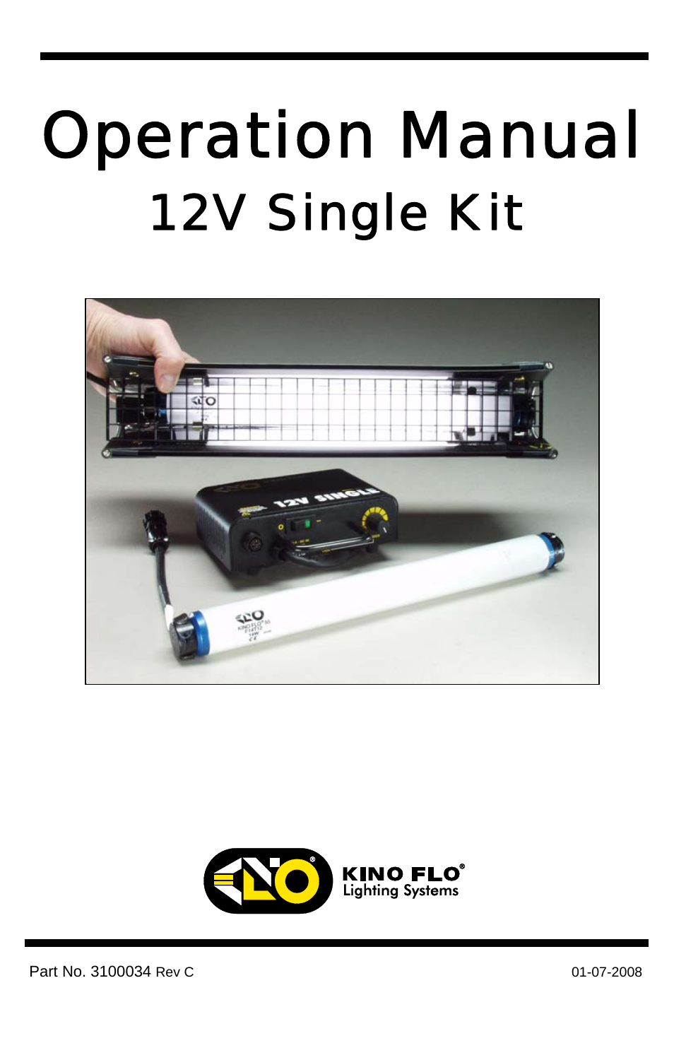# Operation Manual

## 12V Single Kit

KINO FLO®
Lighting Systems

Part No. 3100034 Rev C

01-07-2008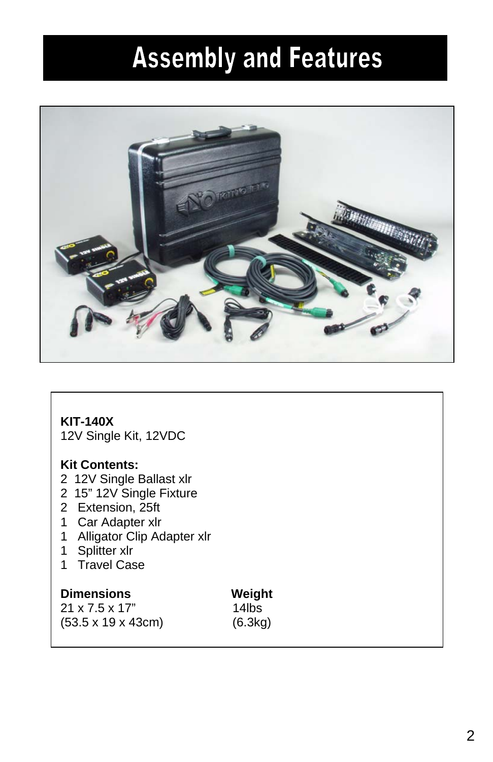# Assembly and Features

**KIT-140X**
12V Single Kit, 12VDC

**Kit Contents:**
2 12V Single Ballast xlr
2 15" 12V Single Fixture
2 Extension, 25ft
1 Car Adapter xlr
1 Alligator Clip Adapter xlr
1 Splitter xlr
1 Travel Case

| **Dimensions** | **Weight** |
|---|---|
| 21 x 7.5 x 17" | 14lbs |
| (53.5 x 19 x 43cm) | (6.3kg) |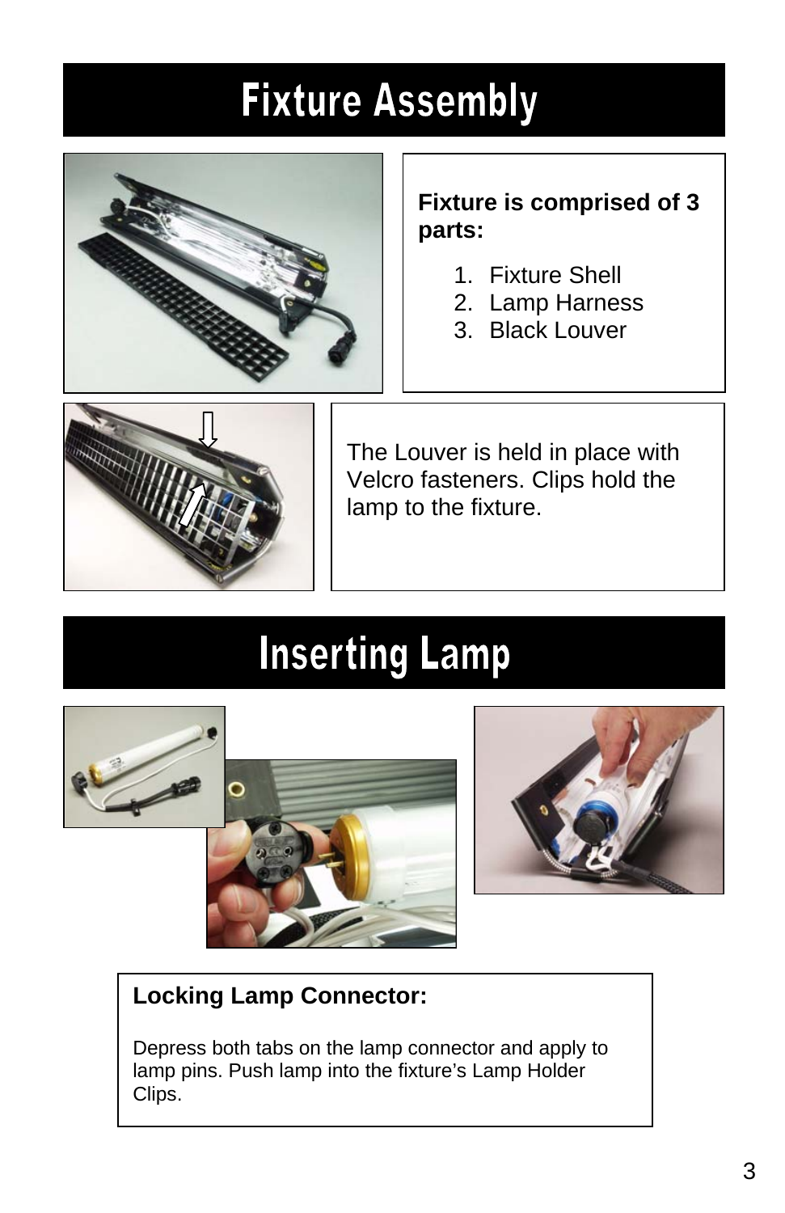# Fixture Assembly

**Fixture is comprised of 3 parts:**

1. Fixture Shell
2. Lamp Harness
3. Black Louver

The Louver is held in place with Velcro fasteners. Clips hold the lamp to the fixture.

# Inserting Lamp

**Locking Lamp Connector:**

Depress both tabs on the lamp connector and apply to lamp pins. Push lamp into the fixture's Lamp Holder Clips.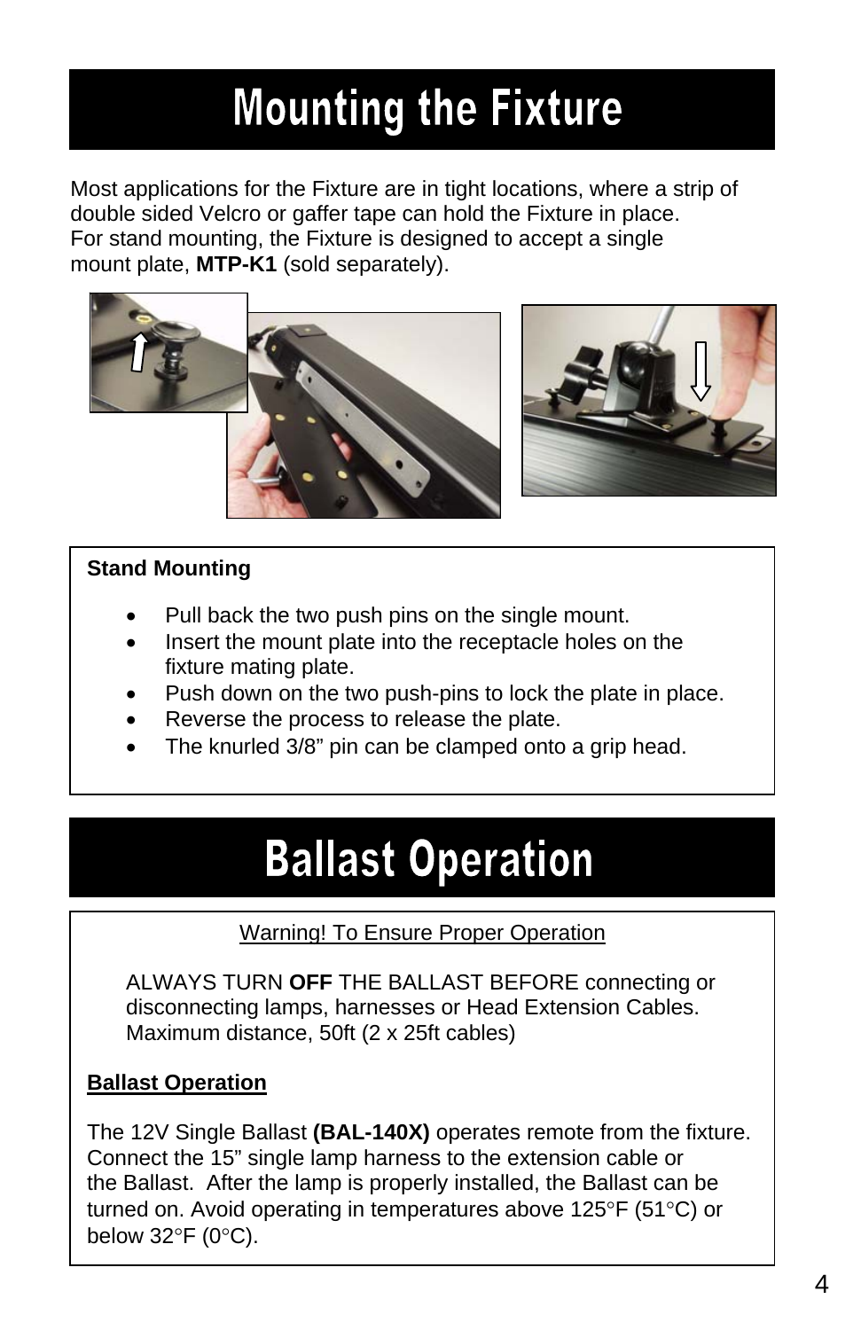# Mounting the Fixture

Most applications for the Fixture are in tight locations, where a strip of double sided Velcro or gaffer tape can hold the Fixture in place. For stand mounting, the Fixture is designed to accept a single mount plate, **MTP-K1** (sold separately).

**Stand Mounting**

- Pull back the two push pins on the single mount.
- Insert the mount plate into the receptacle holes on the fixture mating plate.
- Push down on the two push-pins to lock the plate in place.
- Reverse the process to release the plate.
- The knurled 3/8” pin can be clamped onto a grip head.

# Ballast Operation

Warning! To Ensure Proper Operation

ALWAYS TURN **OFF** THE BALLAST BEFORE connecting or disconnecting lamps, harnesses or Head Extension Cables. Maximum distance, 50ft (2 x 25ft cables)

**Ballast Operation**

The 12V Single Ballast **(BAL-140X)** operates remote from the fixture. Connect the 15” single lamp harness to the extension cable or the Ballast. After the lamp is properly installed, the Ballast can be turned on. Avoid operating in temperatures above 125°F (51°C) or below 32°F (0°C).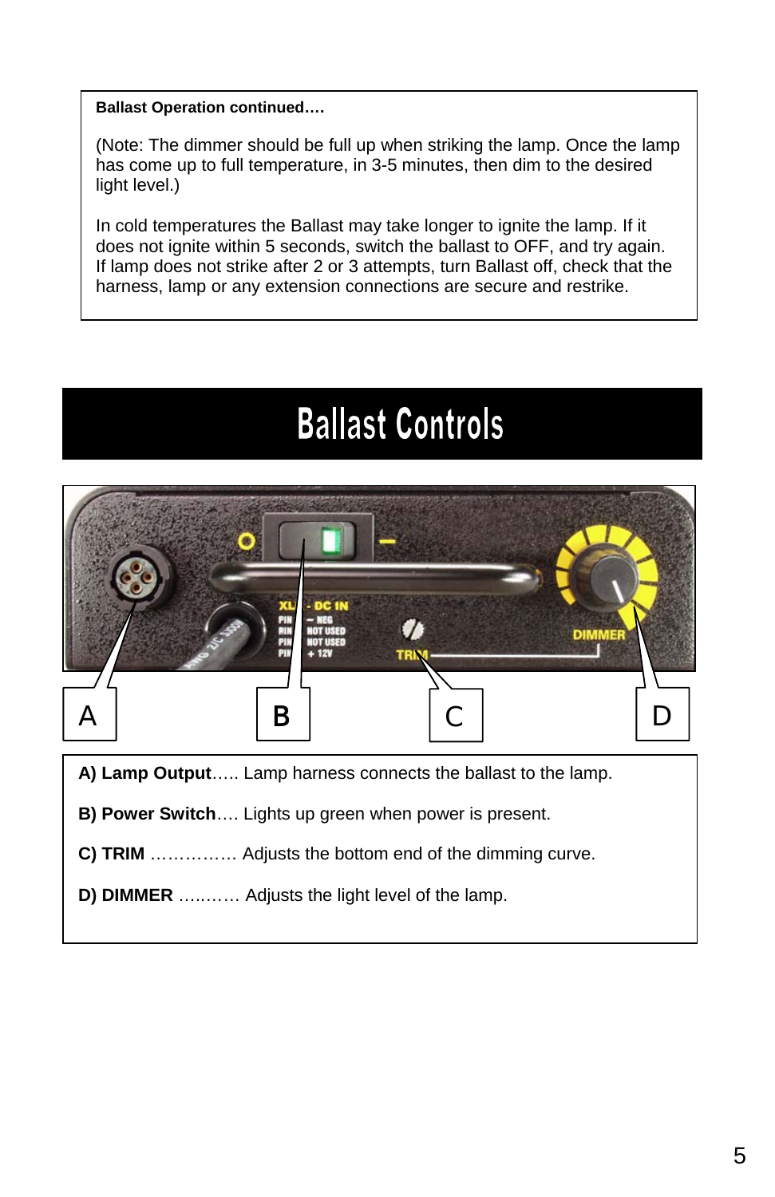**Ballast Operation continued….**

(Note: The dimmer should be full up when striking the lamp. Once the lamp has come up to full temperature, in 3-5 minutes, then dim to the desired light level.)

In cold temperatures the Ballast may take longer to ignite the lamp. If it does not ignite within 5 seconds, switch the ballast to OFF, and try again. If lamp does not strike after 2 or 3 attempts, turn Ballast off, check that the harness, lamp or any extension connections are secure and restrike.

# Ballast Controls

**A) Lamp Output**….. Lamp harness connects the ballast to the lamp.

**B) Power Switch**…. Lights up green when power is present.

**C) TRIM** …………… Adjusts the bottom end of the dimming curve.

**D) DIMMER** ………. Adjusts the light level of the lamp.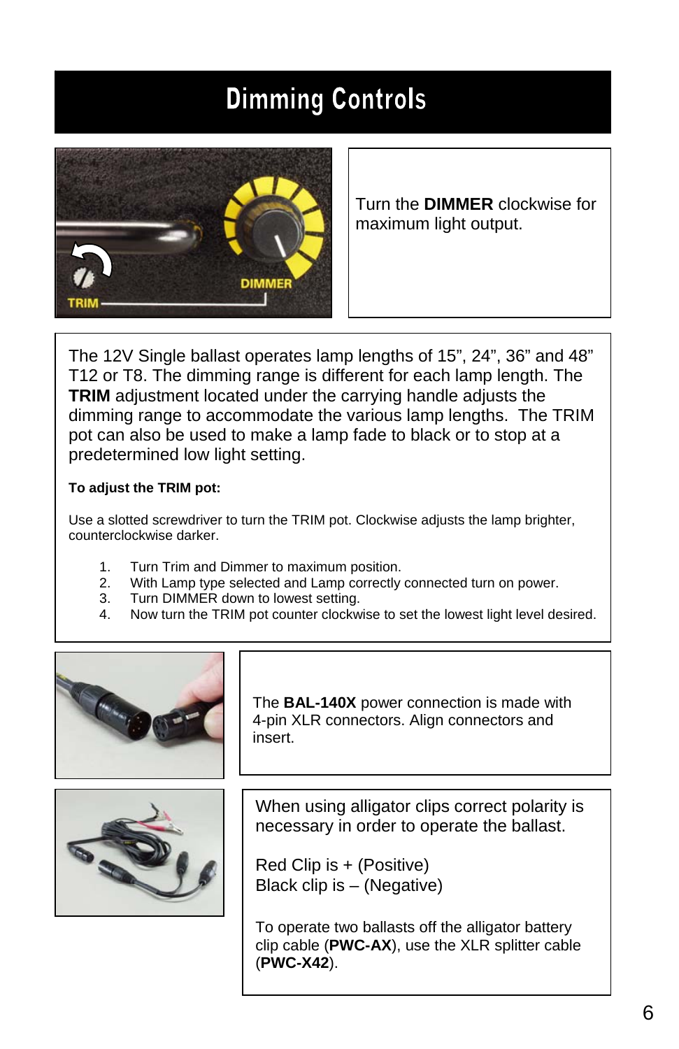# Dimming Controls

Turn the **DIMMER** clockwise for maximum light output.

The 12V Single ballast operates lamp lengths of 15”, 24”, 36” and 48” T12 or T8. The dimming range is different for each lamp length. The **TRIM** adjustment located under the carrying handle adjusts the dimming range to accommodate the various lamp lengths. The TRIM pot can also be used to make a lamp fade to black or to stop at a predetermined low light setting.

**To adjust the TRIM pot:**

Use a slotted screwdriver to turn the TRIM pot. Clockwise adjusts the lamp brighter, counterclockwise darker.

1. Turn Trim and Dimmer to maximum position.
2. With Lamp type selected and Lamp correctly connected turn on power.
3. Turn DIMMER down to lowest setting.
4. Now turn the TRIM pot counter clockwise to set the lowest light level desired.

The **BAL-140X** power connection is made with 4-pin XLR connectors. Align connectors and insert.

When using alligator clips correct polarity is necessary in order to operate the ballast.

Red Clip is + (Positive)
Black clip is – (Negative)

To operate two ballasts off the alligator battery clip cable (**PWC-AX**), use the XLR splitter cable (**PWC-X42**).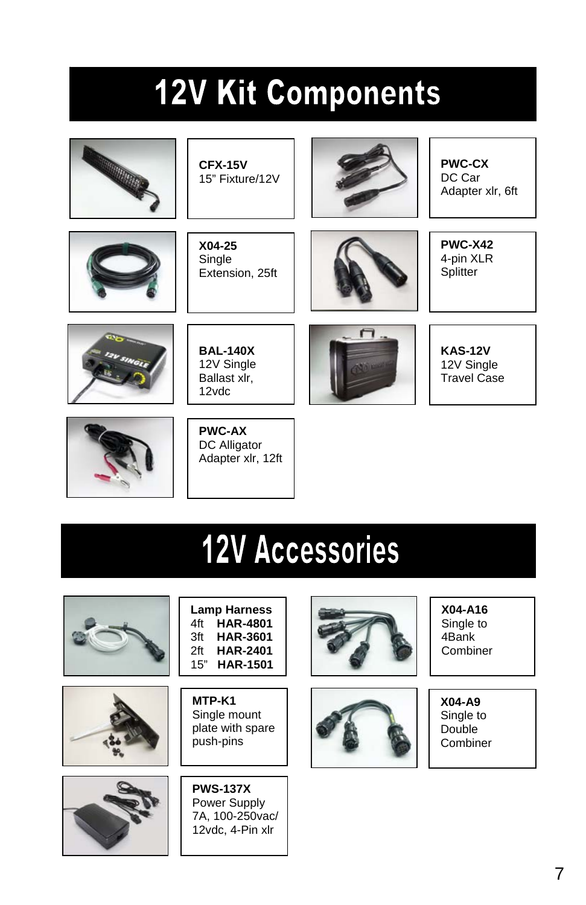# 12V Kit Components

**CFX-15V**
15" Fixture/12V

**PWC-CX**
DC Car Adapter xlr, 6ft

**X04-25**
Single Extension, 25ft

**PWC-X42**
4-pin XLR Splitter

**BAL-140X**
12V Single Ballast xlr, 12vdc

**KAS-12V**
12V Single Travel Case

**PWC-AX**
DC Alligator Adapter xlr, 12ft

# 12V Accessories

**Lamp Harness**
4ft **HAR-4801**
3ft **HAR-3601**
2ft **HAR-2401**
15" **HAR-1501**

**X04-A16**
Single to 4Bank Combiner

**MTP-K1**
Single mount plate with spare push-pins

**X04-A9**
Single to Double Combiner

**PWS-137X**
Power Supply 7A, 100-250vac/ 12vdc, 4-Pin xlr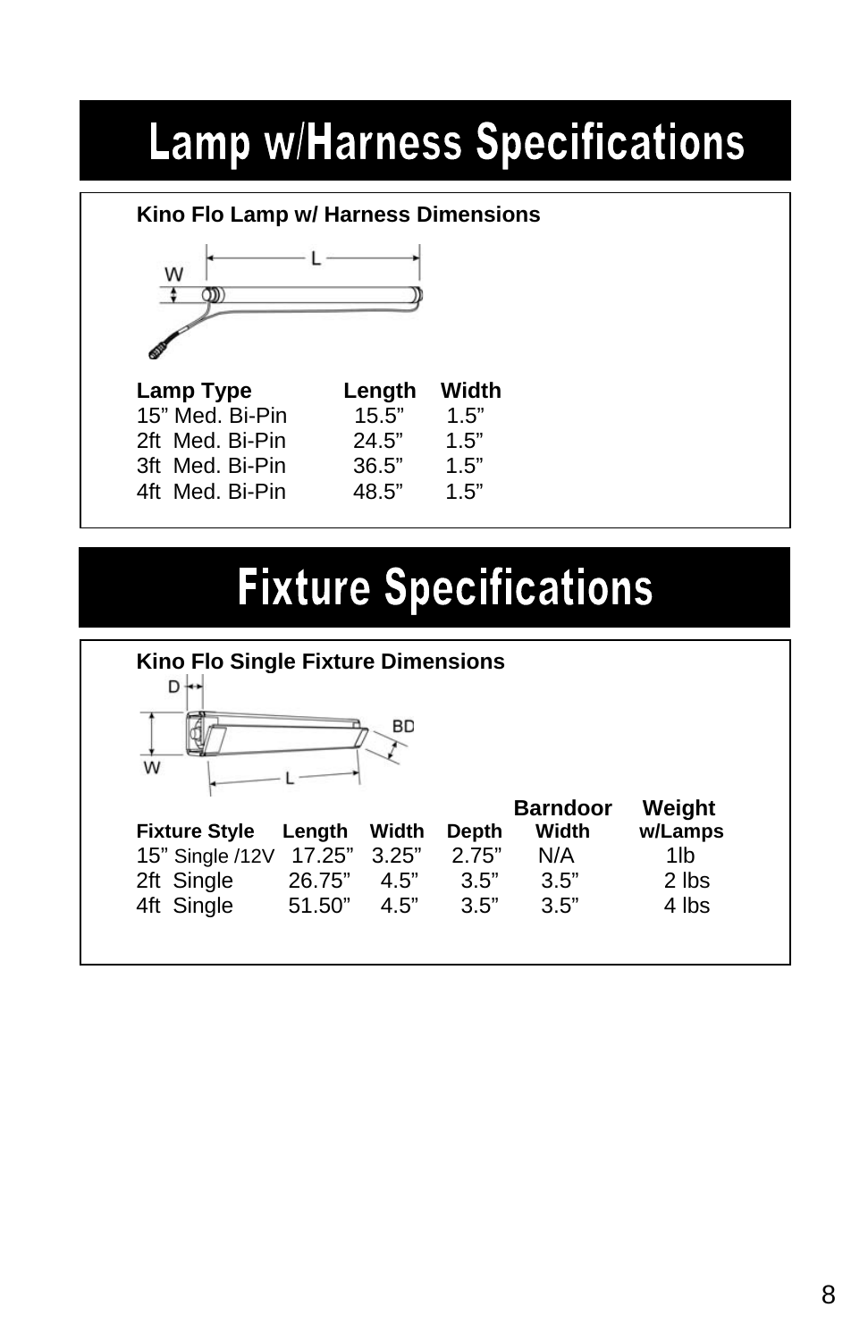# Lamp w/Harness Specifications

**Kino Flo Lamp w/ Harness Dimensions**

| Lamp Type | Length | Width |
|---|---|---|
| 15” Med. Bi-Pin | 15.5” | 1.5” |
| 2ft Med. Bi-Pin | 24.5” | 1.5” |
| 3ft Med. Bi-Pin | 36.5” | 1.5” |
| 4ft Med. Bi-Pin | 48.5” | 1.5” |

# Fixture Specifications

**Kino Flo Single Fixture Dimensions**

| Fixture Style | Length | Width | Depth | Barndoor Width | Weight w/Lamps |
|---|---|---|---|---|---|
| 15” Single /12V | 17.25” | 3.25” | 2.75” | N/A | 1lb |
| 2ft Single | 26.75” | 4.5” | 3.5” | 3.5” | 2 lbs |
| 4ft Single | 51.50” | 4.5” | 3.5” | 3.5” | 4 lbs |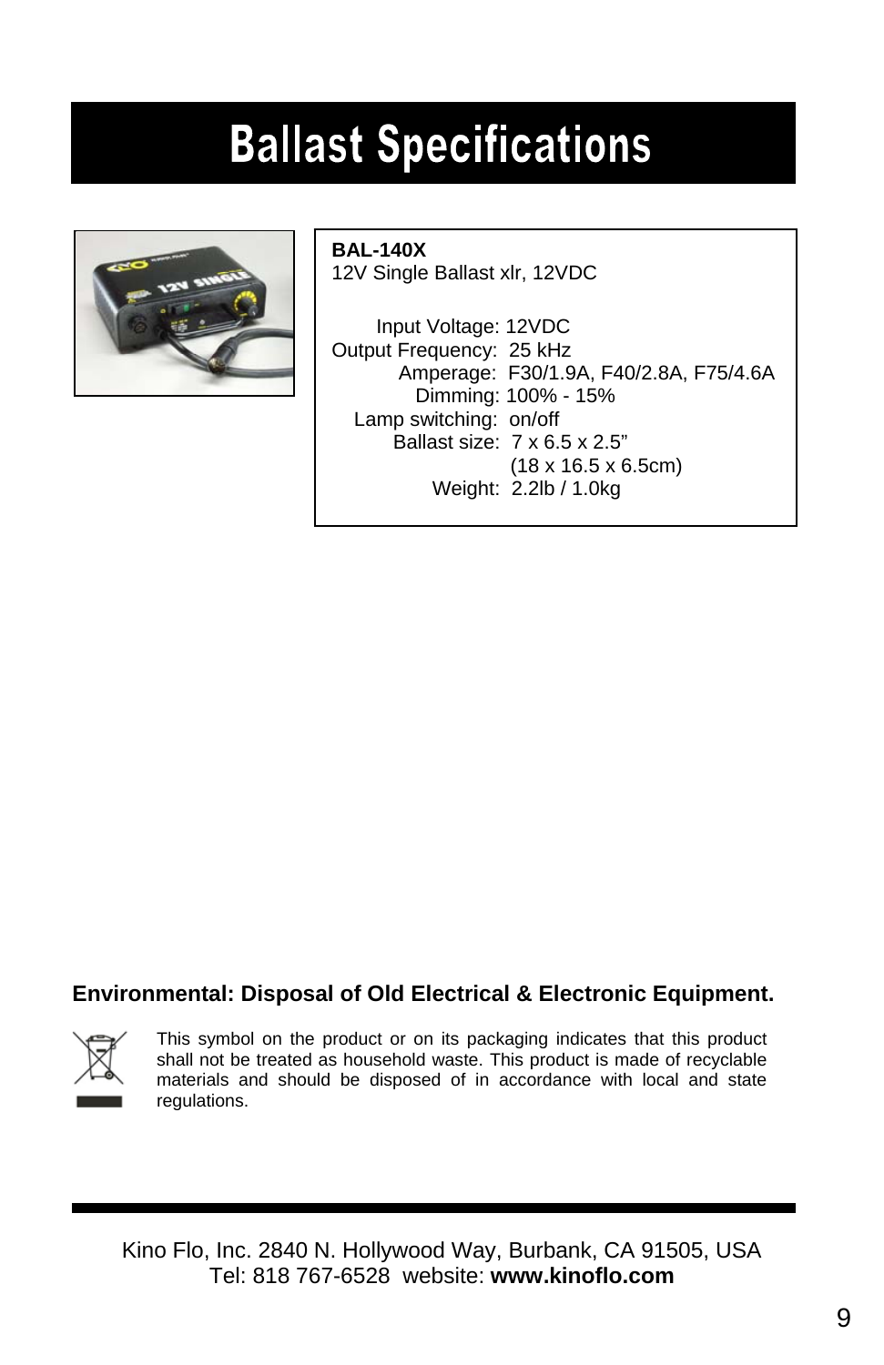# Ballast Specifications

**BAL-140X**
12V Single Ballast xlr, 12VDC

Input Voltage: 12VDC
Output Frequency: 25 kHz
Amperage: F30/1.9A, F40/2.8A, F75/4.6A
Dimming: 100% - 15%
Lamp switching: on/off
Ballast size: 7 x 6.5 x 2.5”
(18 x 16.5 x 6.5cm)
Weight: 2.2lb / 1.0kg

**Environmental: Disposal of Old Electrical & Electronic Equipment.**

This symbol on the product or on its packaging indicates that this product shall not be treated as household waste. This product is made of recyclable materials and should be disposed of in accordance with local and state regulations.

Kino Flo, Inc. 2840 N. Hollywood Way, Burbank, CA 91505, USA
Tel: 818 767-6528 website: **www.kinoflo.com**